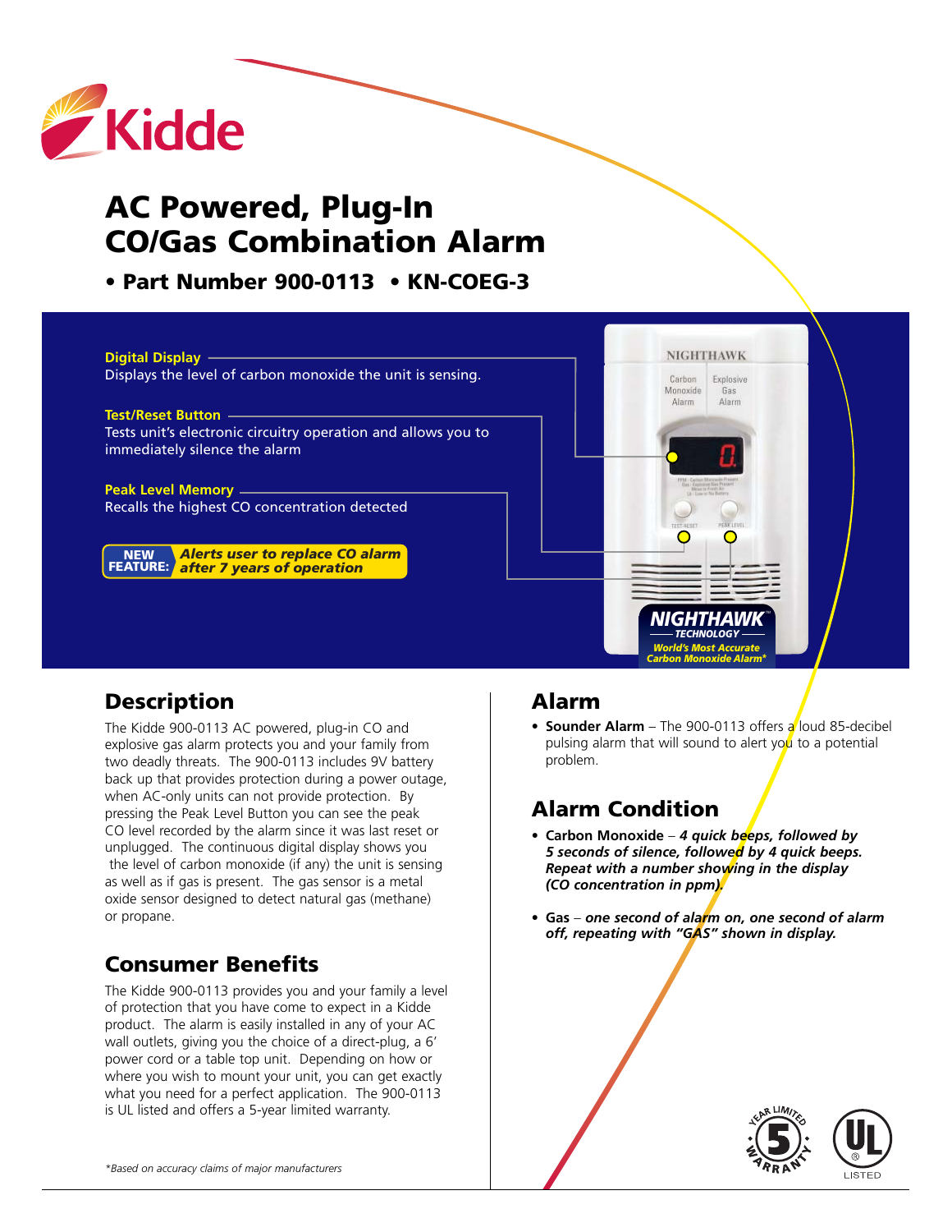# AC Powered, Plug-In CO/Gas Combination Alarm

**• Part Number 900-0113 • KN-COEG-3**

**Digital Display**
Displays the level of carbon monoxide the unit is sensing.

**Test/Reset Button**
Tests unit's electronic circuitry operation and allows you to immediately silence the alarm

**Peak Level Memory**
Recalls the highest CO concentration detected

**NEW FEATURE:** *Alerts user to replace CO alarm after 7 years of operation*

**NIGHTHAWK™ TECHNOLOGY** — *World's Most Accurate Carbon Monoxide Alarm**

## Description

The Kidde 900-0113 AC powered, plug-in CO and explosive gas alarm protects you and your family from two deadly threats. The 900-0113 includes 9V battery back up that provides protection during a power outage, when AC-only units can not provide protection. By pressing the Peak Level Button you can see the peak CO level recorded by the alarm since it was last reset or unplugged. The continuous digital display shows you the level of carbon monoxide (if any) the unit is sensing as well as if gas is present. The gas sensor is a metal oxide sensor designed to detect natural gas (methane) or propane.

## Consumer Benefits

The Kidde 900-0113 provides you and your family a level of protection that you have come to expect in a Kidde product. The alarm is easily installed in any of your AC wall outlets, giving you the choice of a direct-plug, a 6' power cord or a table top unit. Depending on how or where you wish to mount your unit, you can get exactly what you need for a perfect application. The 900-0113 is UL listed and offers a 5-year limited warranty.

*\*Based on accuracy claims of major manufacturers*

## Alarm

- **Sounder Alarm** – The 900-0113 offers a loud 85-decibel pulsing alarm that will sound to alert you to a potential problem.

## Alarm Condition

- **Carbon Monoxide** – ***4 quick beeps, followed by 5 seconds of silence, followed by 4 quick beeps. Repeat with a number showing in the display (CO concentration in ppm).***
- **Gas** – ***one second of alarm on, one second of alarm off, repeating with "GAS" shown in display.***

5 Year Limited Warranty

UL Listed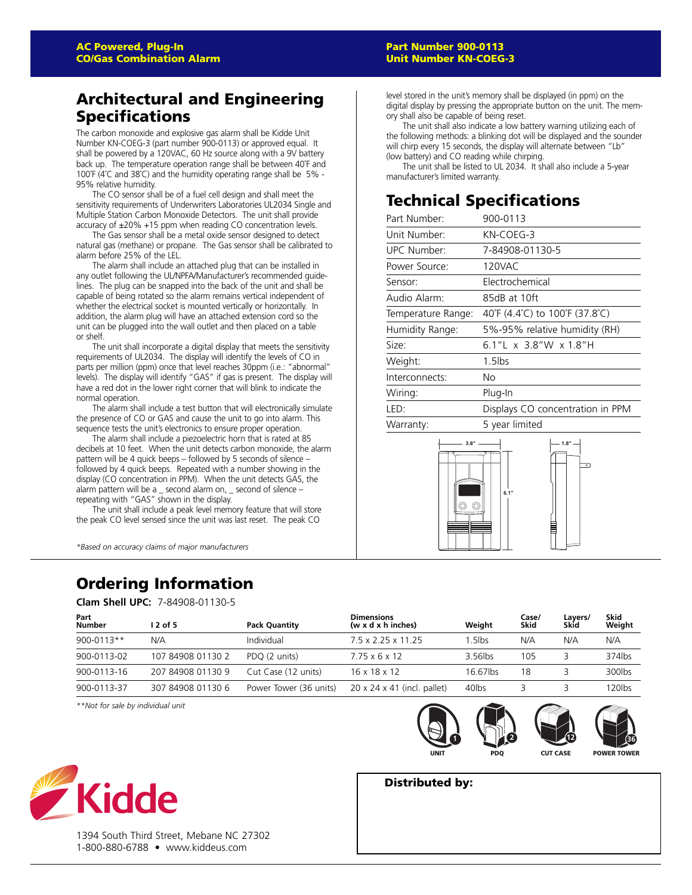# Architectural and Engineering Specifications

The carbon monoxide and explosive gas alarm shall be Kidde Unit Number KN-COEG-3 (part number 900-0113) or approved equal. It shall be powered by a 120VAC, 60 Hz source along with a 9V battery back up. The temperature operation range shall be between 40˚F and 100˚F (4˚C and 38˚C) and the humidity operating range shall be 5% - 95% relative humidity.

The CO sensor shall be of a fuel cell design and shall meet the sensitivity requirements of Underwriters Laboratories UL2034 Single and Multiple Station Carbon Monoxide Detectors. The unit shall provide accuracy of ±20% +15 ppm when reading CO concentration levels.

The Gas sensor shall be a metal oxide sensor designed to detect natural gas (methane) or propane. The Gas sensor shall be calibrated to alarm before 25% of the LEL.

The alarm shall include an attached plug that can be installed in any outlet following the UL/NPFA/Manufacturer's recommended guidelines. The plug can be snapped into the back of the unit and shall be capable of being rotated so the alarm remains vertical independent of whether the electrical socket is mounted vertically or horizontally. In addition, the alarm plug will have an attached extension cord so the unit can be plugged into the wall outlet and then placed on a table or shelf.

The unit shall incorporate a digital display that meets the sensitivity requirements of UL2034. The display will identify the levels of CO in parts per million (ppm) once that level reaches 30ppm (i.e.: "abnormal" levels). The display will identify "GAS" if gas is present. The display will have a red dot in the lower right corner that will blink to indicate the normal operation.

The alarm shall include a test button that will electronically simulate the presence of CO or GAS and cause the unit to go into alarm. This sequence tests the unit's electronics to ensure proper operation.

The alarm shall include a piezoelectric horn that is rated at 85 decibels at 10 feet. When the unit detects carbon monoxide, the alarm pattern will be 4 quick beeps – followed by 5 seconds of silence – followed by 4 quick beeps. Repeated with a number showing in the display (CO concentration in PPM). When the unit detects GAS, the alarm pattern will be a _ second alarm on, _ second of silence – repeating with "GAS" shown in the display.

The unit shall include a peak level memory feature that will store the peak CO level sensed since the unit was last reset. The peak CO level stored in the unit's memory shall be displayed (in ppm) on the digital display by pressing the appropriate button on the unit. The memory shall also be capable of being reset.

The unit shall also indicate a low battery warning utilizing each of the following methods: a blinking dot will be displayed and the sounder will chirp every 15 seconds, the display will alternate between "Lb" (low battery) and CO reading while chirping.

The unit shall be listed to UL 2034. It shall also include a 5-year manufacturer's limited warranty.

*\*Based on accuracy claims of major manufacturers*

# Technical Specifications

| | |
|---|---|
| Part Number: | 900-0113 |
| Unit Number: | KN-COEG-3 |
| UPC Number: | 7-84908-01130-5 |
| Power Source: | 120VAC |
| Sensor: | Electrochemical |
| Audio Alarm: | 85dB at 10ft |
| Temperature Range: | 40˚F (4.4˚C) to 100˚F (37.8˚C) |
| Humidity Range: | 5%-95% relative humidity (RH) |
| Size: | 6.1"L x 3.8"W x 1.8"H |
| Weight: | 1.5lbs |
| Interconnects: | No |
| Wiring: | Plug-In |
| LED: | Displays CO concentration in PPM |
| Warranty: | 5 year limited |

3.8"
6.1"
1.8"

# Ordering Information

**Clam Shell UPC:** 7-84908-01130-5

| Part Number | I 2 of 5 | Pack Quantity | Dimensions (w x d x h inches) | Weight | Case/ Skid | Layers/ Skid | Skid Weight |
|---|---|---|---|---|---|---|---|
| 900-0113** | N/A | Individual | 7.5 x 2.25 x 11.25 | 1.5lbs | N/A | N/A | N/A |
| 900-0113-02 | 107 84908 01130 2 | PDQ (2 units) | 7.75 x 6 x 12 | 3.56lbs | 105 | 3 | 374lbs |
| 900-0113-16 | 207 84908 01130 9 | Cut Case (12 units) | 16 x 18 x 12 | 16.67lbs | 18 | 3 | 300lbs |
| 900-0113-37 | 307 84908 01130 6 | Power Tower (36 units) | 20 x 24 x 41 (incl. pallet) | 40lbs | 3 | 3 | 120lbs |

*\*\*Not for sale by individual unit*

UNIT 1 | PDQ 2 | CUT CASE 12 | POWER TOWER 36

Kidde

1394 South Third Street, Mebane NC 27302
1-800-880-6788 • www.kiddeus.com

**Distributed by:**